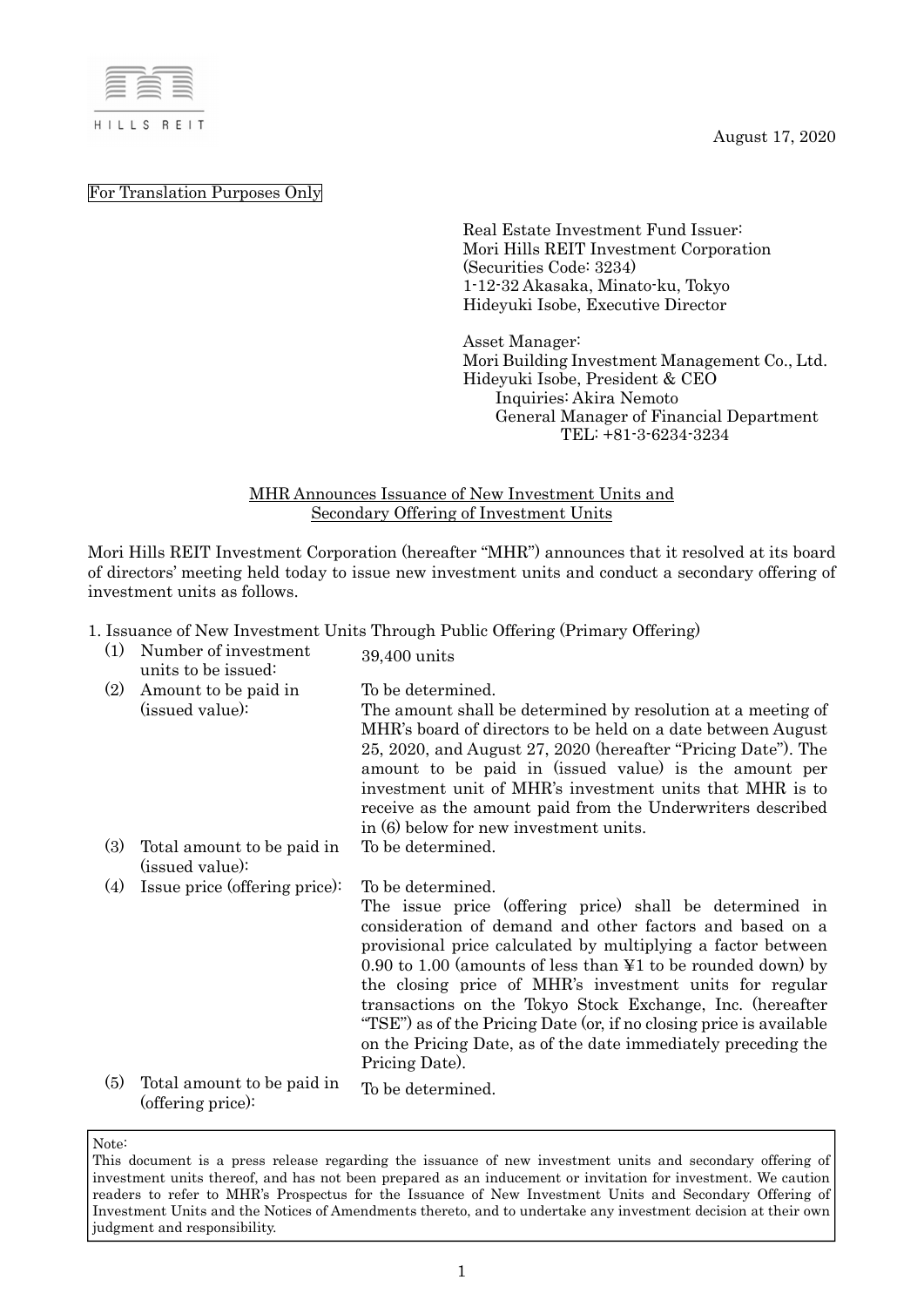August 17, 2020

For Translation Purposes Only

Real Estate Investment Fund Issuer:
Mori Hills REIT Investment Corporation
(Securities Code: 3234)
1-12-32 Akasaka, Minato-ku, Tokyo
Hideyuki Isobe, Executive Director

Asset Manager:
Mori Building Investment Management Co., Ltd.
Hideyuki Isobe, President & CEO
Inquiries: Akira Nemoto
General Manager of Financial Department
TEL: +81-3-6234-3234

# MHR Announces Issuance of New Investment Units and Secondary Offering of Investment Units

Mori Hills REIT Investment Corporation (hereafter "MHR") announces that it resolved at its board of directors' meeting held today to issue new investment units and conduct a secondary offering of investment units as follows.

## 1. Issuance of New Investment Units Through Public Offering (Primary Offering)

(1) Number of investment units to be issued: 39,400 units

(2) Amount to be paid in (issued value): To be determined.
The amount shall be determined by resolution at a meeting of MHR's board of directors to be held on a date between August 25, 2020, and August 27, 2020 (hereafter "Pricing Date"). The amount to be paid in (issued value) is the amount per investment unit of MHR's investment units that MHR is to receive as the amount paid from the Underwriters described in (6) below for new investment units.

(3) Total amount to be paid in (issued value): To be determined.

(4) Issue price (offering price): To be determined.
The issue price (offering price) shall be determined in consideration of demand and other factors and based on a provisional price calculated by multiplying a factor between 0.90 to 1.00 (amounts of less than ¥1 to be rounded down) by the closing price of MHR's investment units for regular transactions on the Tokyo Stock Exchange, Inc. (hereafter "TSE") as of the Pricing Date (or, if no closing price is available on the Pricing Date, as of the date immediately preceding the Pricing Date).

(5) Total amount to be paid in (offering price): To be determined.

Note:
This document is a press release regarding the issuance of new investment units and secondary offering of investment units thereof, and has not been prepared as an inducement or invitation for investment. We caution readers to refer to MHR's Prospectus for the Issuance of New Investment Units and Secondary Offering of Investment Units and the Notices of Amendments thereto, and to undertake any investment decision at their own judgment and responsibility.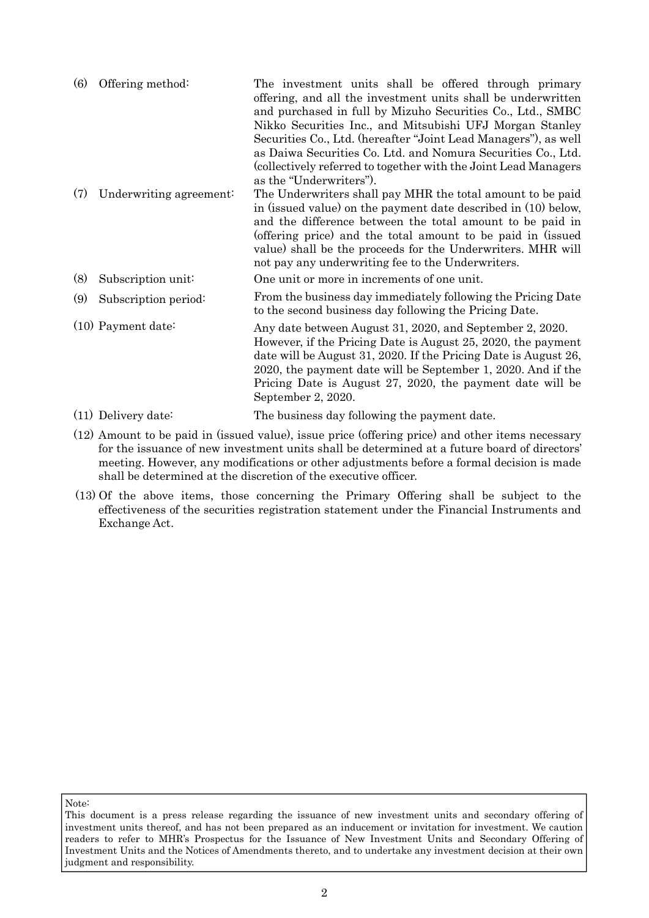(6) Offering method: The investment units shall be offered through primary offering, and all the investment units shall be underwritten and purchased in full by Mizuho Securities Co., Ltd., SMBC Nikko Securities Inc., and Mitsubishi UFJ Morgan Stanley Securities Co., Ltd. (hereafter "Joint Lead Managers"), as well as Daiwa Securities Co. Ltd. and Nomura Securities Co., Ltd. (collectively referred to together with the Joint Lead Managers as the "Underwriters").

(7) Underwriting agreement: The Underwriters shall pay MHR the total amount to be paid in (issued value) on the payment date described in (10) below, and the difference between the total amount to be paid in (offering price) and the total amount to be paid in (issued value) shall be the proceeds for the Underwriters. MHR will not pay any underwriting fee to the Underwriters.

(8) Subscription unit: One unit or more in increments of one unit.

(9) Subscription period: From the business day immediately following the Pricing Date to the second business day following the Pricing Date.

(10) Payment date: Any date between August 31, 2020, and September 2, 2020. However, if the Pricing Date is August 25, 2020, the payment date will be August 31, 2020. If the Pricing Date is August 26, 2020, the payment date will be September 1, 2020. And if the Pricing Date is August 27, 2020, the payment date will be September 2, 2020.

(11) Delivery date: The business day following the payment date.

(12) Amount to be paid in (issued value), issue price (offering price) and other items necessary for the issuance of new investment units shall be determined at a future board of directors' meeting. However, any modifications or other adjustments before a formal decision is made shall be determined at the discretion of the executive officer.

(13) Of the above items, those concerning the Primary Offering shall be subject to the effectiveness of the securities registration statement under the Financial Instruments and Exchange Act.

Note:
This document is a press release regarding the issuance of new investment units and secondary offering of investment units thereof, and has not been prepared as an inducement or invitation for investment. We caution readers to refer to MHR's Prospectus for the Issuance of New Investment Units and Secondary Offering of Investment Units and the Notices of Amendments thereto, and to undertake any investment decision at their own judgment and responsibility.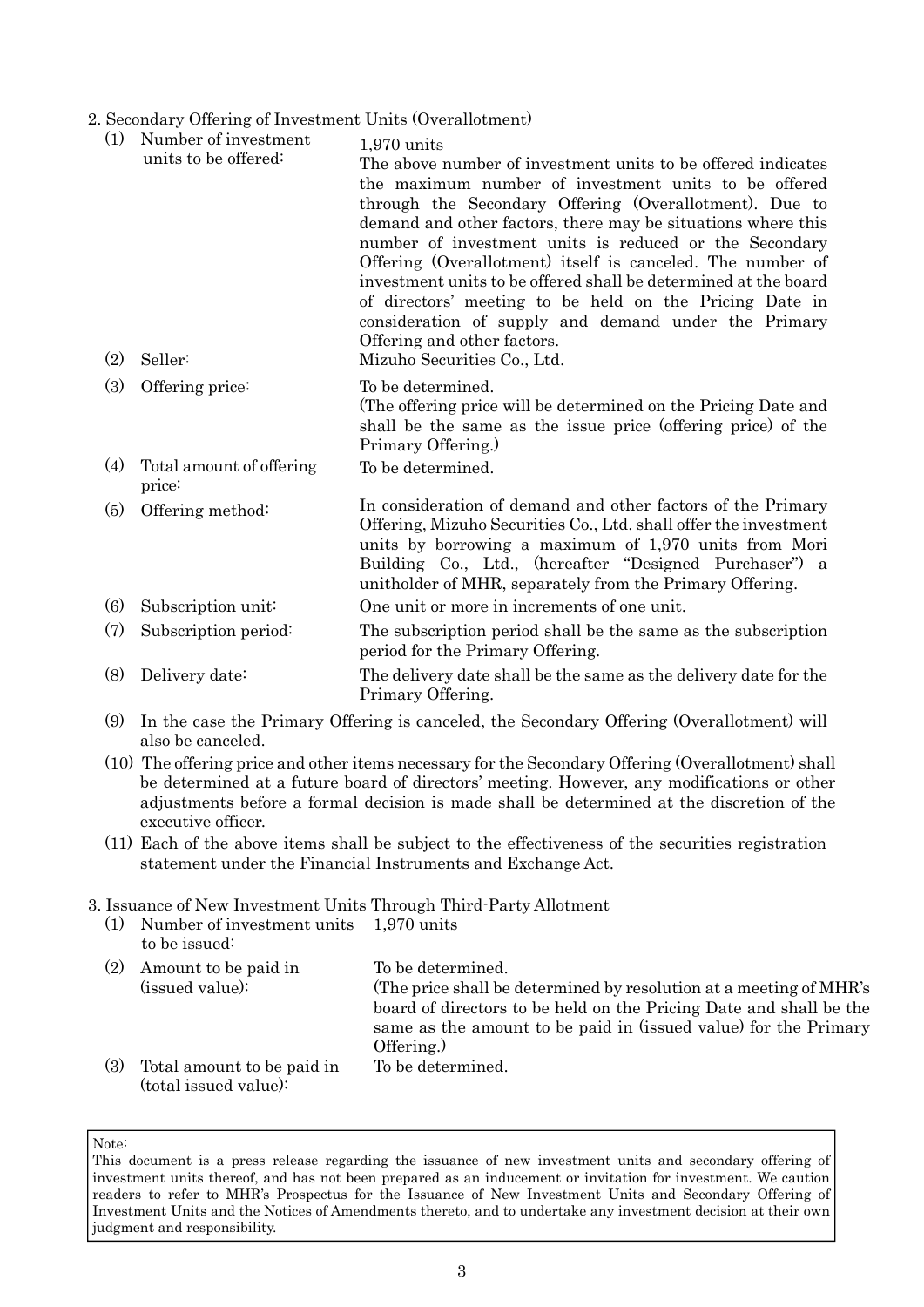## 2. Secondary Offering of Investment Units (Overallotment)

| | | |
|---|---|---|
| (1) | Number of investment units to be offered: | 1,970 units<br>The above number of investment units to be offered indicates the maximum number of investment units to be offered through the Secondary Offering (Overallotment). Due to demand and other factors, there may be situations where this number of investment units is reduced or the Secondary Offering (Overallotment) itself is canceled. The number of investment units to be offered shall be determined at the board of directors' meeting to be held on the Pricing Date in consideration of supply and demand under the Primary Offering and other factors. |
| (2) | Seller: | Mizuho Securities Co., Ltd. |
| (3) | Offering price: | To be determined.<br>(The offering price will be determined on the Pricing Date and shall be the same as the issue price (offering price) of the Primary Offering.) |
| (4) | Total amount of offering price: | To be determined. |
| (5) | Offering method: | In consideration of demand and other factors of the Primary Offering, Mizuho Securities Co., Ltd. shall offer the investment units by borrowing a maximum of 1,970 units from Mori Building Co., Ltd., (hereafter "Designed Purchaser") a unitholder of MHR, separately from the Primary Offering. |
| (6) | Subscription unit: | One unit or more in increments of one unit. |
| (7) | Subscription period: | The subscription period shall be the same as the subscription period for the Primary Offering. |
| (8) | Delivery date: | The delivery date shall be the same as the delivery date for the Primary Offering. |

(9) In the case the Primary Offering is canceled, the Secondary Offering (Overallotment) will also be canceled.

(10) The offering price and other items necessary for the Secondary Offering (Overallotment) shall be determined at a future board of directors' meeting. However, any modifications or other adjustments before a formal decision is made shall be determined at the discretion of the executive officer.

(11) Each of the above items shall be subject to the effectiveness of the securities registration statement under the Financial Instruments and Exchange Act.

## 3. Issuance of New Investment Units Through Third-Party Allotment

| | | |
|---|---|---|
| (1) | Number of investment units to be issued: | 1,970 units |
| (2) | Amount to be paid in (issued value): | To be determined.<br>(The price shall be determined by resolution at a meeting of MHR's board of directors to be held on the Pricing Date and shall be the same as the amount to be paid in (issued value) for the Primary Offering.) |
| (3) | Total amount to be paid in (total issued value): | To be determined. |

Note:
This document is a press release regarding the issuance of new investment units and secondary offering of investment units thereof, and has not been prepared as an inducement or invitation for investment. We caution readers to refer to MHR's Prospectus for the Issuance of New Investment Units and Secondary Offering of Investment Units and the Notices of Amendments thereto, and to undertake any investment decision at their own judgment and responsibility.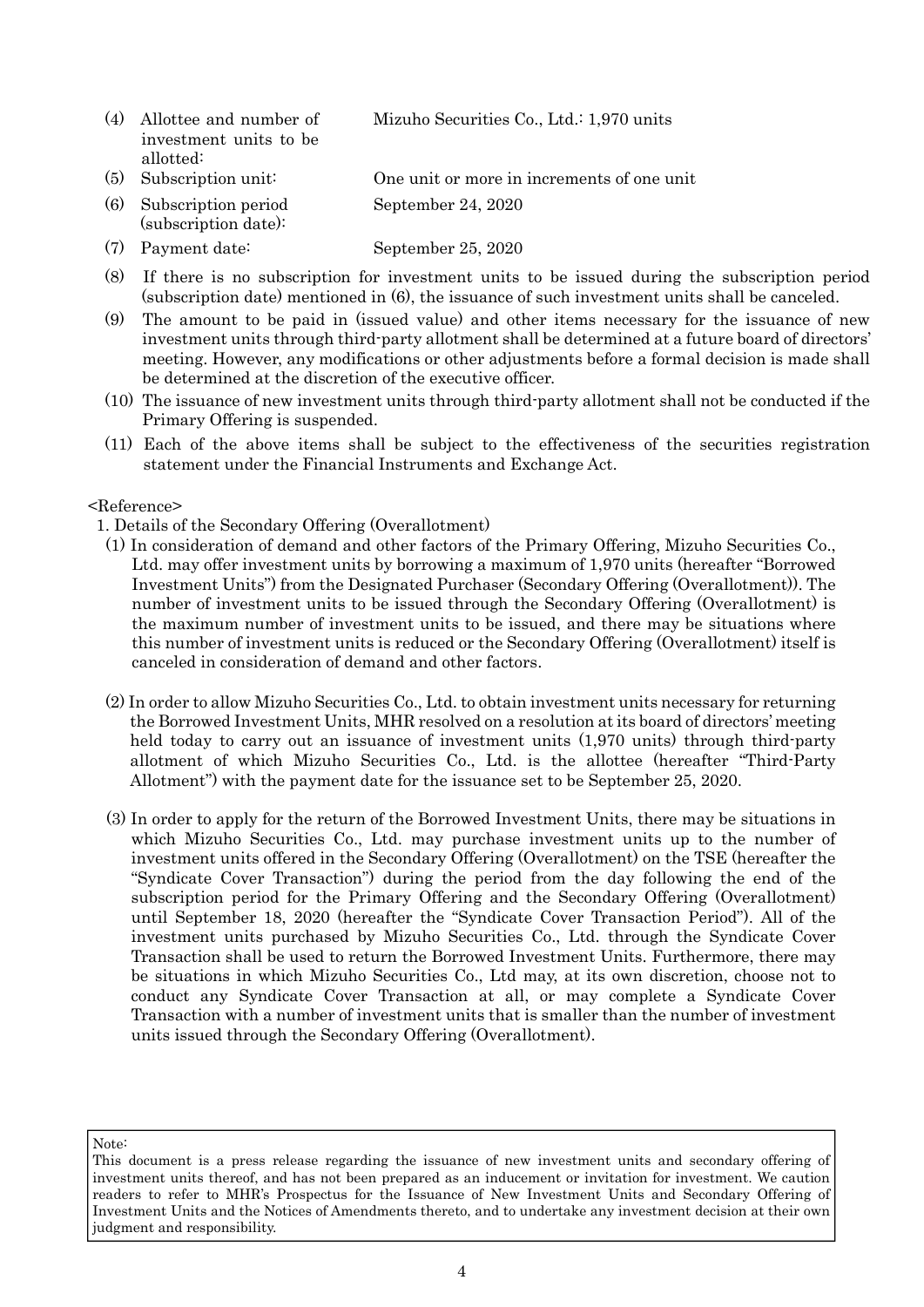(4) Allottee and number of investment units to be allotted: Mizuho Securities Co., Ltd.: 1,970 units

(5) Subscription unit: One unit or more in increments of one unit

(6) Subscription period (subscription date): September 24, 2020

(7) Payment date: September 25, 2020

(8) If there is no subscription for investment units to be issued during the subscription period (subscription date) mentioned in (6), the issuance of such investment units shall be canceled.

(9) The amount to be paid in (issued value) and other items necessary for the issuance of new investment units through third-party allotment shall be determined at a future board of directors' meeting. However, any modifications or other adjustments before a formal decision is made shall be determined at the discretion of the executive officer.

(10) The issuance of new investment units through third-party allotment shall not be conducted if the Primary Offering is suspended.

(11) Each of the above items shall be subject to the effectiveness of the securities registration statement under the Financial Instruments and Exchange Act.

<Reference>

1. Details of the Secondary Offering (Overallotment)

(1) In consideration of demand and other factors of the Primary Offering, Mizuho Securities Co., Ltd. may offer investment units by borrowing a maximum of 1,970 units (hereafter "Borrowed Investment Units") from the Designated Purchaser (Secondary Offering (Overallotment)). The number of investment units to be issued through the Secondary Offering (Overallotment) is the maximum number of investment units to be issued, and there may be situations where this number of investment units is reduced or the Secondary Offering (Overallotment) itself is canceled in consideration of demand and other factors.

(2) In order to allow Mizuho Securities Co., Ltd. to obtain investment units necessary for returning the Borrowed Investment Units, MHR resolved on a resolution at its board of directors' meeting held today to carry out an issuance of investment units (1,970 units) through third-party allotment of which Mizuho Securities Co., Ltd. is the allottee (hereafter "Third-Party Allotment") with the payment date for the issuance set to be September 25, 2020.

(3) In order to apply for the return of the Borrowed Investment Units, there may be situations in which Mizuho Securities Co., Ltd. may purchase investment units up to the number of investment units offered in the Secondary Offering (Overallotment) on the TSE (hereafter the "Syndicate Cover Transaction") during the period from the day following the end of the subscription period for the Primary Offering and the Secondary Offering (Overallotment) until September 18, 2020 (hereafter the "Syndicate Cover Transaction Period"). All of the investment units purchased by Mizuho Securities Co., Ltd. through the Syndicate Cover Transaction shall be used to return the Borrowed Investment Units. Furthermore, there may be situations in which Mizuho Securities Co., Ltd may, at its own discretion, choose not to conduct any Syndicate Cover Transaction at all, or may complete a Syndicate Cover Transaction with a number of investment units that is smaller than the number of investment units issued through the Secondary Offering (Overallotment).

Note:
This document is a press release regarding the issuance of new investment units and secondary offering of investment units thereof, and has not been prepared as an inducement or invitation for investment. We caution readers to refer to MHR's Prospectus for the Issuance of New Investment Units and Secondary Offering of Investment Units and the Notices of Amendments thereto, and to undertake any investment decision at their own judgment and responsibility.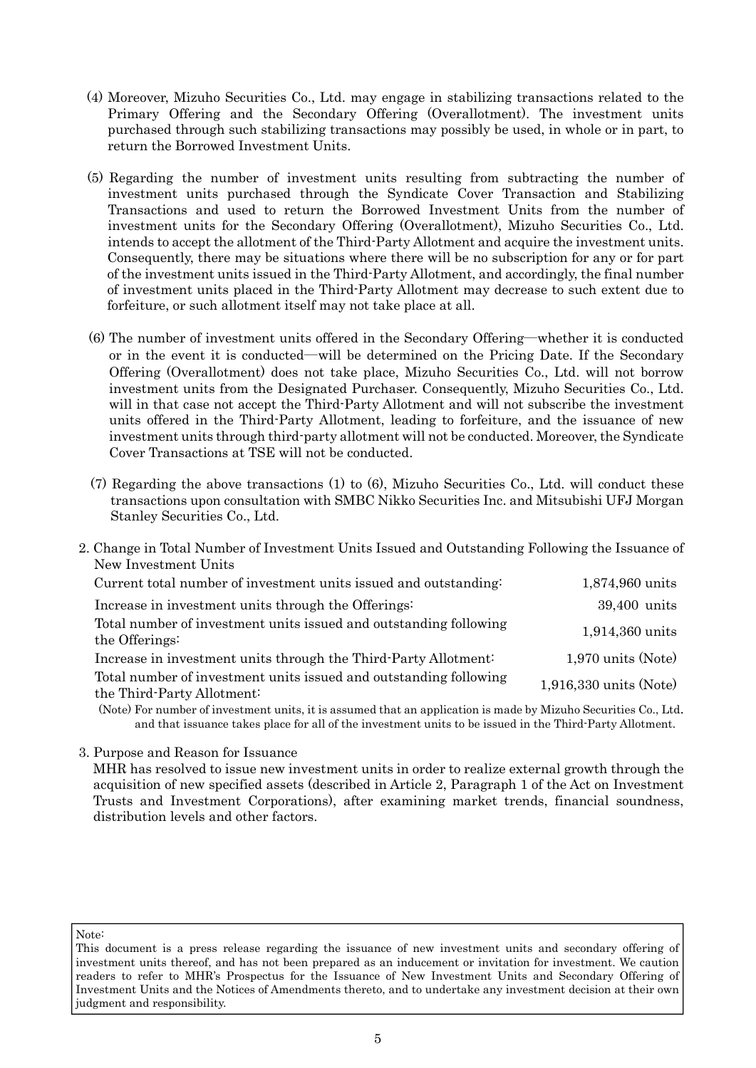(4) Moreover, Mizuho Securities Co., Ltd. may engage in stabilizing transactions related to the Primary Offering and the Secondary Offering (Overallotment). The investment units purchased through such stabilizing transactions may possibly be used, in whole or in part, to return the Borrowed Investment Units.

(5) Regarding the number of investment units resulting from subtracting the number of investment units purchased through the Syndicate Cover Transaction and Stabilizing Transactions and used to return the Borrowed Investment Units from the number of investment units for the Secondary Offering (Overallotment), Mizuho Securities Co., Ltd. intends to accept the allotment of the Third-Party Allotment and acquire the investment units. Consequently, there may be situations where there will be no subscription for any or for part of the investment units issued in the Third-Party Allotment, and accordingly, the final number of investment units placed in the Third-Party Allotment may decrease to such extent due to forfeiture, or such allotment itself may not take place at all.

(6) The number of investment units offered in the Secondary Offering—whether it is conducted or in the event it is conducted—will be determined on the Pricing Date. If the Secondary Offering (Overallotment) does not take place, Mizuho Securities Co., Ltd. will not borrow investment units from the Designated Purchaser. Consequently, Mizuho Securities Co., Ltd. will in that case not accept the Third-Party Allotment and will not subscribe the investment units offered in the Third-Party Allotment, leading to forfeiture, and the issuance of new investment units through third-party allotment will not be conducted. Moreover, the Syndicate Cover Transactions at TSE will not be conducted.

(7) Regarding the above transactions (1) to (6), Mizuho Securities Co., Ltd. will conduct these transactions upon consultation with SMBC Nikko Securities Inc. and Mitsubishi UFJ Morgan Stanley Securities Co., Ltd.

2. Change in Total Number of Investment Units Issued and Outstanding Following the Issuance of New Investment Units

| | |
|---|---|
| Current total number of investment units issued and outstanding: | 1,874,960 units |
| Increase in investment units through the Offerings: | 39,400 units |
| Total number of investment units issued and outstanding following the Offerings: | 1,914,360 units |
| Increase in investment units through the Third-Party Allotment: | 1,970 units (Note) |
| Total number of investment units issued and outstanding following the Third-Party Allotment: | 1,916,330 units (Note) |

(Note) For number of investment units, it is assumed that an application is made by Mizuho Securities Co., Ltd. and that issuance takes place for all of the investment units to be issued in the Third-Party Allotment.

3. Purpose and Reason for Issuance

MHR has resolved to issue new investment units in order to realize external growth through the acquisition of new specified assets (described in Article 2, Paragraph 1 of the Act on Investment Trusts and Investment Corporations), after examining market trends, financial soundness, distribution levels and other factors.

Note:
This document is a press release regarding the issuance of new investment units and secondary offering of investment units thereof, and has not been prepared as an inducement or invitation for investment. We caution readers to refer to MHR's Prospectus for the Issuance of New Investment Units and Secondary Offering of Investment Units and the Notices of Amendments thereto, and to undertake any investment decision at their own judgment and responsibility.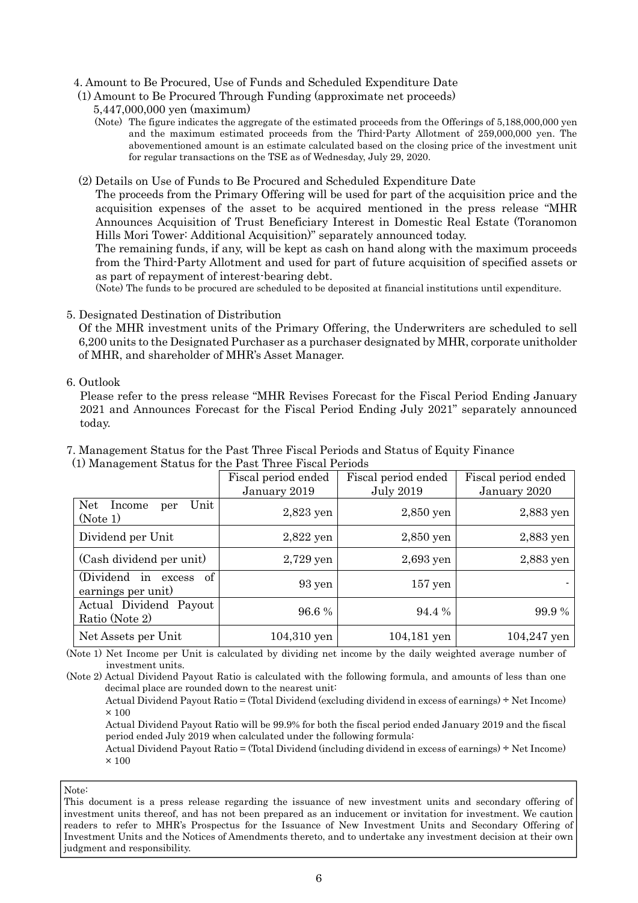4. Amount to Be Procured, Use of Funds and Scheduled Expenditure Date

(1) Amount to Be Procured Through Funding (approximate net proceeds)

5,447,000,000 yen (maximum)

(Note) The figure indicates the aggregate of the estimated proceeds from the Offerings of 5,188,000,000 yen and the maximum estimated proceeds from the Third-Party Allotment of 259,000,000 yen. The abovementioned amount is an estimate calculated based on the closing price of the investment unit for regular transactions on the TSE as of Wednesday, July 29, 2020.

(2) Details on Use of Funds to Be Procured and Scheduled Expenditure Date

The proceeds from the Primary Offering will be used for part of the acquisition price and the acquisition expenses of the asset to be acquired mentioned in the press release "MHR Announces Acquisition of Trust Beneficiary Interest in Domestic Real Estate (Toranomon Hills Mori Tower: Additional Acquisition)" separately announced today.

The remaining funds, if any, will be kept as cash on hand along with the maximum proceeds from the Third-Party Allotment and used for part of future acquisition of specified assets or as part of repayment of interest-bearing debt.

(Note) The funds to be procured are scheduled to be deposited at financial institutions until expenditure.

5. Designated Destination of Distribution

Of the MHR investment units of the Primary Offering, the Underwriters are scheduled to sell 6,200 units to the Designated Purchaser as a purchaser designated by MHR, corporate unitholder of MHR, and shareholder of MHR's Asset Manager.

6. Outlook

Please refer to the press release "MHR Revises Forecast for the Fiscal Period Ending January 2021 and Announces Forecast for the Fiscal Period Ending July 2021" separately announced today.

7. Management Status for the Past Three Fiscal Periods and Status of Equity Finance

(1) Management Status for the Past Three Fiscal Periods

| | Fiscal period ended January 2019 | Fiscal period ended July 2019 | Fiscal period ended January 2020 |
|---|---|---|---|
| Net Income per Unit (Note 1) | 2,823 yen | 2,850 yen | 2,883 yen |
| Dividend per Unit | 2,822 yen | 2,850 yen | 2,883 yen |
| (Cash dividend per unit) | 2,729 yen | 2,693 yen | 2,883 yen |
| (Dividend in excess of earnings per unit) | 93 yen | 157 yen | - |
| Actual Dividend Payout Ratio (Note 2) | 96.6 % | 94.4 % | 99.9 % |
| Net Assets per Unit | 104,310 yen | 104,181 yen | 104,247 yen |

(Note 1) Net Income per Unit is calculated by dividing net income by the daily weighted average number of investment units.

(Note 2) Actual Dividend Payout Ratio is calculated with the following formula, and amounts of less than one decimal place are rounded down to the nearest unit:

Actual Dividend Payout Ratio = (Total Dividend (excluding dividend in excess of earnings) ÷ Net Income) × 100

Actual Dividend Payout Ratio will be 99.9% for both the fiscal period ended January 2019 and the fiscal period ended July 2019 when calculated under the following formula:

Actual Dividend Payout Ratio = (Total Dividend (including dividend in excess of earnings) ÷ Net Income) × 100

Note:
This document is a press release regarding the issuance of new investment units and secondary offering of investment units thereof, and has not been prepared as an inducement or invitation for investment. We caution readers to refer to MHR's Prospectus for the Issuance of New Investment Units and Secondary Offering of Investment Units and the Notices of Amendments thereto, and to undertake any investment decision at their own judgment and responsibility.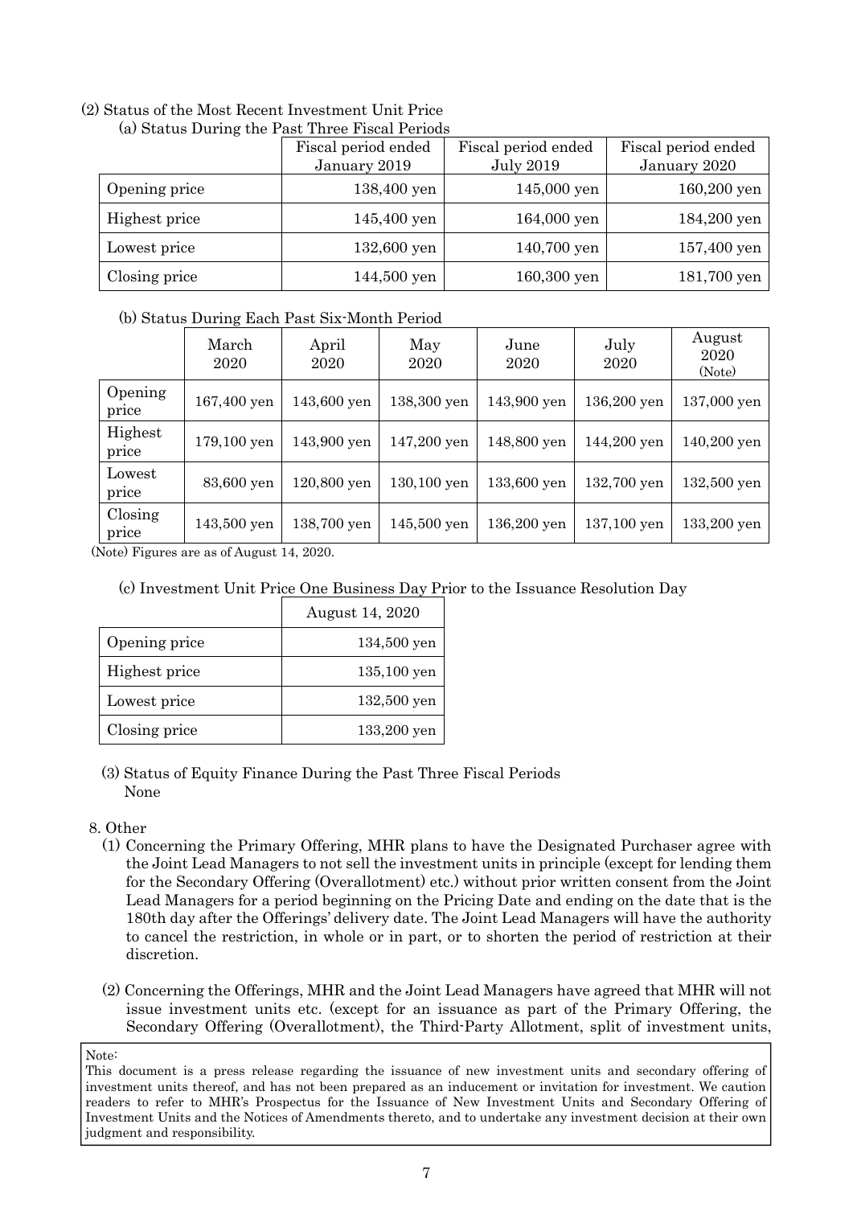(2) Status of the Most Recent Investment Unit Price

(a) Status During the Past Three Fiscal Periods

| | Fiscal period ended January 2019 | Fiscal period ended July 2019 | Fiscal period ended January 2020 |
|---|---|---|---|
| Opening price | 138,400 yen | 145,000 yen | 160,200 yen |
| Highest price | 145,400 yen | 164,000 yen | 184,200 yen |
| Lowest price | 132,600 yen | 140,700 yen | 157,400 yen |
| Closing price | 144,500 yen | 160,300 yen | 181,700 yen |

(b) Status During Each Past Six-Month Period

| | March 2020 | April 2020 | May 2020 | June 2020 | July 2020 | August 2020 (Note) |
|---|---|---|---|---|---|---|
| Opening price | 167,400 yen | 143,600 yen | 138,300 yen | 143,900 yen | 136,200 yen | 137,000 yen |
| Highest price | 179,100 yen | 143,900 yen | 147,200 yen | 148,800 yen | 144,200 yen | 140,200 yen |
| Lowest price | 83,600 yen | 120,800 yen | 130,100 yen | 133,600 yen | 132,700 yen | 132,500 yen |
| Closing price | 143,500 yen | 138,700 yen | 145,500 yen | 136,200 yen | 137,100 yen | 133,200 yen |

(Note) Figures are as of August 14, 2020.

(c) Investment Unit Price One Business Day Prior to the Issuance Resolution Day

| | August 14, 2020 |
|---|---|
| Opening price | 134,500 yen |
| Highest price | 135,100 yen |
| Lowest price | 132,500 yen |
| Closing price | 133,200 yen |

(3) Status of Equity Finance During the Past Three Fiscal Periods

None

8. Other

(1) Concerning the Primary Offering, MHR plans to have the Designated Purchaser agree with the Joint Lead Managers to not sell the investment units in principle (except for lending them for the Secondary Offering (Overallotment) etc.) without prior written consent from the Joint Lead Managers for a period beginning on the Pricing Date and ending on the date that is the 180th day after the Offerings' delivery date. The Joint Lead Managers will have the authority to cancel the restriction, in whole or in part, or to shorten the period of restriction at their discretion.

(2) Concerning the Offerings, MHR and the Joint Lead Managers have agreed that MHR will not issue investment units etc. (except for an issuance as part of the Primary Offering, the Secondary Offering (Overallotment), the Third-Party Allotment, split of investment units,

Note:
This document is a press release regarding the issuance of new investment units and secondary offering of investment units thereof, and has not been prepared as an inducement or invitation for investment. We caution readers to refer to MHR's Prospectus for the Issuance of New Investment Units and Secondary Offering of Investment Units and the Notices of Amendments thereto, and to undertake any investment decision at their own judgment and responsibility.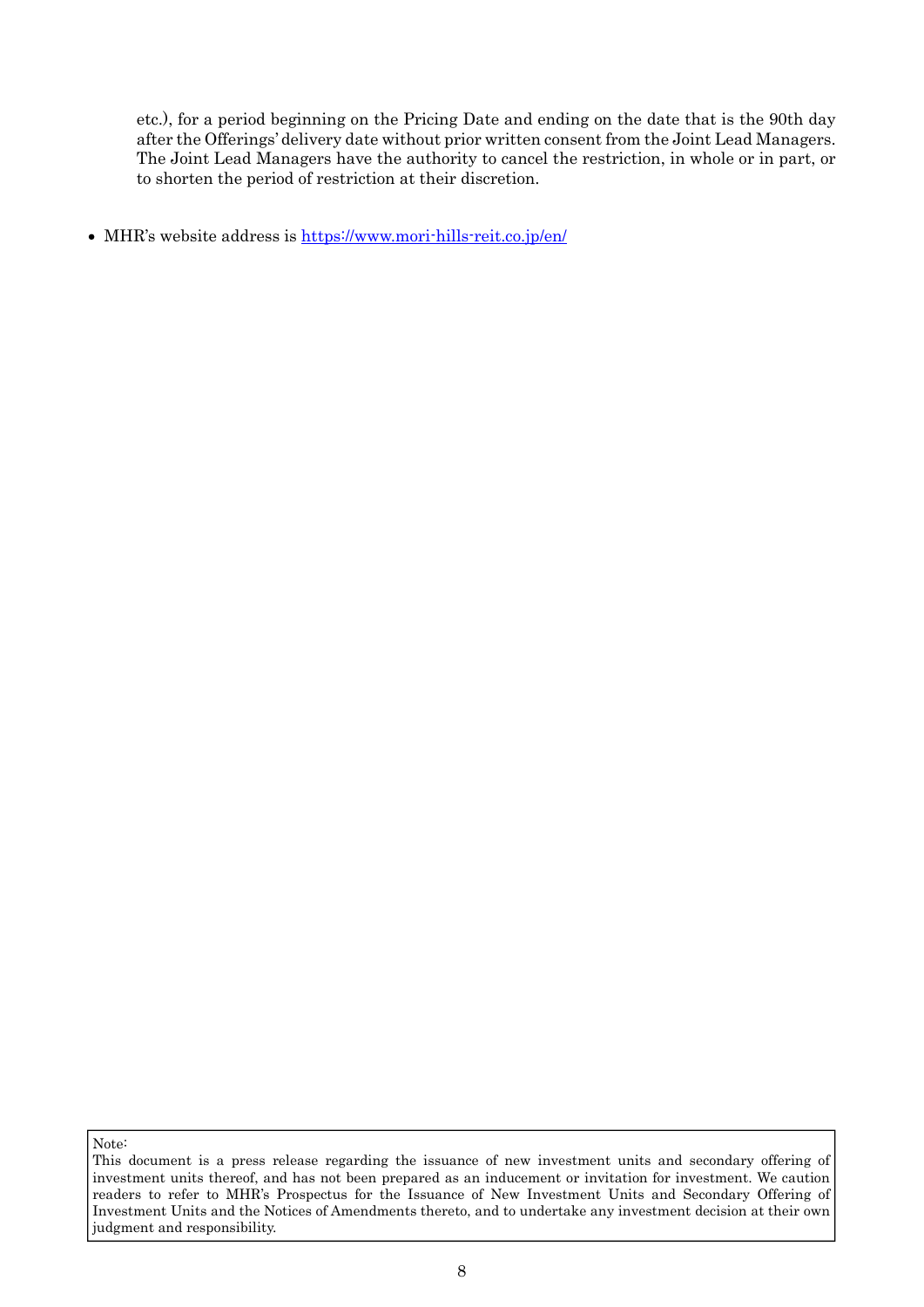etc.), for a period beginning on the Pricing Date and ending on the date that is the 90th day after the Offerings' delivery date without prior written consent from the Joint Lead Managers. The Joint Lead Managers have the authority to cancel the restriction, in whole or in part, or to shorten the period of restriction at their discretion.

- MHR's website address is https://www.mori-hills-reit.co.jp/en/

Note:
This document is a press release regarding the issuance of new investment units and secondary offering of investment units thereof, and has not been prepared as an inducement or invitation for investment. We caution readers to refer to MHR's Prospectus for the Issuance of New Investment Units and Secondary Offering of Investment Units and the Notices of Amendments thereto, and to undertake any investment decision at their own judgment and responsibility.